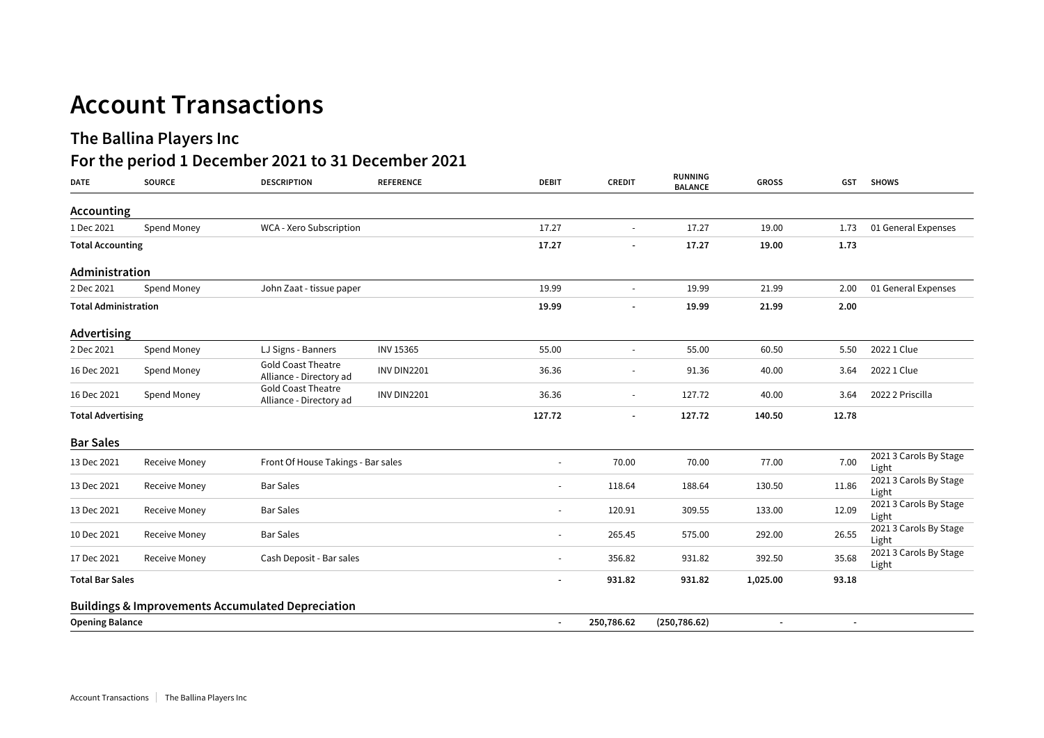# Account Transactions

## The Ballina Players Inc

## For the period 1 December 2021 to 31 December 2021

| DATE | SOURCE | DESCRIPTION | REFERENCE | DEBIT | CREDIT | RUNNING BALANCE | GROSS | GST | SHOWS |
|---|---|---|---|---|---|---|---|---|---|
| **Accounting** | | | | | | | | | |
| 1 Dec 2021 | Spend Money | WCA - Xero Subscription | | 17.27 | - | 17.27 | 19.00 | 1.73 | 01 General Expenses |
| **Total Accounting** | | | | **17.27** | **-** | **17.27** | **19.00** | **1.73** | |
| **Administration** | | | | | | | | | |
| 2 Dec 2021 | Spend Money | John Zaat - tissue paper | | 19.99 | - | 19.99 | 21.99 | 2.00 | 01 General Expenses |
| **Total Administration** | | | | **19.99** | **-** | **19.99** | **21.99** | **2.00** | |
| **Advertising** | | | | | | | | | |
| 2 Dec 2021 | Spend Money | LJ Signs - Banners | INV 15365 | 55.00 | - | 55.00 | 60.50 | 5.50 | 2022 1 Clue |
| 16 Dec 2021 | Spend Money | Gold Coast Theatre Alliance - Directory ad | INV DIN2201 | 36.36 | - | 91.36 | 40.00 | 3.64 | 2022 1 Clue |
| 16 Dec 2021 | Spend Money | Gold Coast Theatre Alliance - Directory ad | INV DIN2201 | 36.36 | - | 127.72 | 40.00 | 3.64 | 2022 2 Priscilla |
| **Total Advertising** | | | | **127.72** | **-** | **127.72** | **140.50** | **12.78** | |
| **Bar Sales** | | | | | | | | | |
| 13 Dec 2021 | Receive Money | Front Of House Takings - Bar sales | | - | 70.00 | 70.00 | 77.00 | 7.00 | 2021 3 Carols By Stage Light |
| 13 Dec 2021 | Receive Money | Bar Sales | | - | 118.64 | 188.64 | 130.50 | 11.86 | 2021 3 Carols By Stage Light |
| 13 Dec 2021 | Receive Money | Bar Sales | | - | 120.91 | 309.55 | 133.00 | 12.09 | 2021 3 Carols By Stage Light |
| 10 Dec 2021 | Receive Money | Bar Sales | | - | 265.45 | 575.00 | 292.00 | 26.55 | 2021 3 Carols By Stage Light |
| 17 Dec 2021 | Receive Money | Cash Deposit - Bar sales | | - | 356.82 | 931.82 | 392.50 | 35.68 | 2021 3 Carols By Stage Light |
| **Total Bar Sales** | | | | **-** | **931.82** | **931.82** | **1,025.00** | **93.18** | |
| **Buildings & Improvements Accumulated Depreciation** | | | | | | | | | |
| **Opening Balance** | | | | **-** | **250,786.62** | **(250,786.62)** | **-** | **-** | |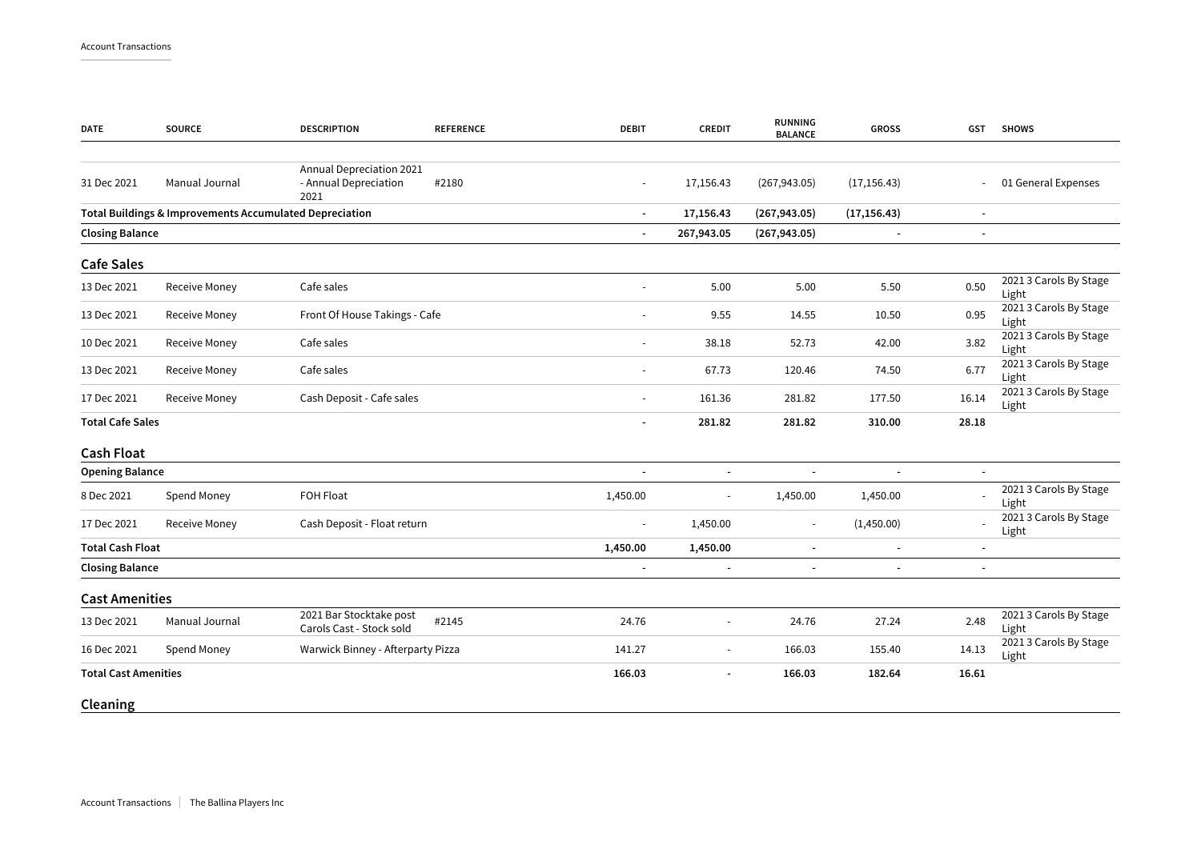| DATE | SOURCE | DESCRIPTION | REFERENCE | DEBIT | CREDIT | RUNNING BALANCE | GROSS | GST | SHOWS |
|---|---|---|---|---|---|---|---|---|---|
| 31 Dec 2021 | Manual Journal | Annual Depreciation 2021 - Annual Depreciation 2021 | #2180 | - | 17,156.43 | (267,943.05) | (17,156.43) | - | 01 General Expenses |
| **Total Buildings & Improvements Accumulated Depreciation** | | | | **-** | **17,156.43** | **(267,943.05)** | **(17,156.43)** | **-** | |
| **Closing Balance** | | | | **-** | **267,943.05** | **(267,943.05)** | **-** | **-** | |

## Cafe Sales

| DATE | SOURCE | DESCRIPTION | REFERENCE | DEBIT | CREDIT | RUNNING BALANCE | GROSS | GST | SHOWS |
|---|---|---|---|---|---|---|---|---|---|
| 13 Dec 2021 | Receive Money | Cafe sales | | - | 5.00 | 5.00 | 5.50 | 0.50 | 2021 3 Carols By Stage Light |
| 13 Dec 2021 | Receive Money | Front Of House Takings - Cafe | | - | 9.55 | 14.55 | 10.50 | 0.95 | 2021 3 Carols By Stage Light |
| 10 Dec 2021 | Receive Money | Cafe sales | | - | 38.18 | 52.73 | 42.00 | 3.82 | 2021 3 Carols By Stage Light |
| 13 Dec 2021 | Receive Money | Cafe sales | | - | 67.73 | 120.46 | 74.50 | 6.77 | 2021 3 Carols By Stage Light |
| 17 Dec 2021 | Receive Money | Cash Deposit - Cafe sales | | - | 161.36 | 281.82 | 177.50 | 16.14 | 2021 3 Carols By Stage Light |
| **Total Cafe Sales** | | | | **-** | **281.82** | **281.82** | **310.00** | **28.18** | |

## Cash Float

| DATE | SOURCE | DESCRIPTION | REFERENCE | DEBIT | CREDIT | RUNNING BALANCE | GROSS | GST | SHOWS |
|---|---|---|---|---|---|---|---|---|---|
| **Opening Balance** | | | | **-** | **-** | **-** | **-** | **-** | |
| 8 Dec 2021 | Spend Money | FOH Float | | 1,450.00 | - | 1,450.00 | 1,450.00 | - | 2021 3 Carols By Stage Light |
| 17 Dec 2021 | Receive Money | Cash Deposit - Float return | | - | 1,450.00 | - | (1,450.00) | - | 2021 3 Carols By Stage Light |
| **Total Cash Float** | | | | **1,450.00** | **1,450.00** | **-** | **-** | **-** | |
| **Closing Balance** | | | | **-** | **-** | **-** | **-** | **-** | |

## Cast Amenities

| DATE | SOURCE | DESCRIPTION | REFERENCE | DEBIT | CREDIT | RUNNING BALANCE | GROSS | GST | SHOWS |
|---|---|---|---|---|---|---|---|---|---|
| 13 Dec 2021 | Manual Journal | 2021 Bar Stocktake post Carols Cast - Stock sold | #2145 | 24.76 | - | 24.76 | 27.24 | 2.48 | 2021 3 Carols By Stage Light |
| 16 Dec 2021 | Spend Money | Warwick Binney - Afterparty Pizza | | 141.27 | - | 166.03 | 155.40 | 14.13 | 2021 3 Carols By Stage Light |
| **Total Cast Amenities** | | | | **166.03** | **-** | **166.03** | **182.64** | **16.61** | |

## Cleaning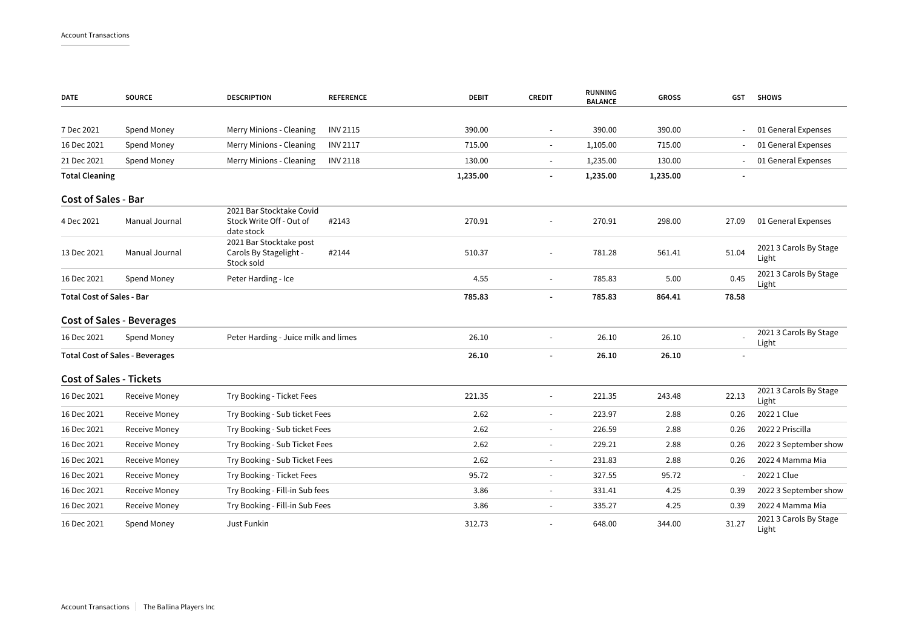| DATE | SOURCE | DESCRIPTION | REFERENCE | DEBIT | CREDIT | RUNNING BALANCE | GROSS | GST | SHOWS |
|---|---|---|---|---|---|---|---|---|---|
| 7 Dec 2021 | Spend Money | Merry Minions - Cleaning | INV 2115 | 390.00 | - | 390.00 | 390.00 | - | 01 General Expenses |
| 16 Dec 2021 | Spend Money | Merry Minions - Cleaning | INV 2117 | 715.00 | - | 1,105.00 | 715.00 | - | 01 General Expenses |
| 21 Dec 2021 | Spend Money | Merry Minions - Cleaning | INV 2118 | 130.00 | - | 1,235.00 | 130.00 | - | 01 General Expenses |
| **Total Cleaning** | | | | **1,235.00** | **-** | **1,235.00** | **1,235.00** | **-** | |

## Cost of Sales - Bar

| DATE | SOURCE | DESCRIPTION | REFERENCE | DEBIT | CREDIT | RUNNING BALANCE | GROSS | GST | SHOWS |
|---|---|---|---|---|---|---|---|---|---|
| 4 Dec 2021 | Manual Journal | 2021 Bar Stocktake Covid Stock Write Off - Out of date stock | #2143 | 270.91 | - | 270.91 | 298.00 | 27.09 | 01 General Expenses |
| 13 Dec 2021 | Manual Journal | 2021 Bar Stocktake post Carols By Stagelight - Stock sold | #2144 | 510.37 | - | 781.28 | 561.41 | 51.04 | 2021 3 Carols By Stage Light |
| 16 Dec 2021 | Spend Money | Peter Harding - Ice | | 4.55 | - | 785.83 | 5.00 | 0.45 | 2021 3 Carols By Stage Light |
| **Total Cost of Sales - Bar** | | | | **785.83** | **-** | **785.83** | **864.41** | **78.58** | |

## Cost of Sales - Beverages

| DATE | SOURCE | DESCRIPTION | REFERENCE | DEBIT | CREDIT | RUNNING BALANCE | GROSS | GST | SHOWS |
|---|---|---|---|---|---|---|---|---|---|
| 16 Dec 2021 | Spend Money | Peter Harding - Juice milk and limes | | 26.10 | - | 26.10 | 26.10 | - | 2021 3 Carols By Stage Light |
| **Total Cost of Sales - Beverages** | | | | **26.10** | **-** | **26.10** | **26.10** | **-** | |

## Cost of Sales - Tickets

| DATE | SOURCE | DESCRIPTION | REFERENCE | DEBIT | CREDIT | RUNNING BALANCE | GROSS | GST | SHOWS |
|---|---|---|---|---|---|---|---|---|---|
| 16 Dec 2021 | Receive Money | Try Booking - Ticket Fees | | 221.35 | - | 221.35 | 243.48 | 22.13 | 2021 3 Carols By Stage Light |
| 16 Dec 2021 | Receive Money | Try Booking - Sub ticket Fees | | 2.62 | - | 223.97 | 2.88 | 0.26 | 2022 1 Clue |
| 16 Dec 2021 | Receive Money | Try Booking - Sub ticket Fees | | 2.62 | - | 226.59 | 2.88 | 0.26 | 2022 2 Priscilla |
| 16 Dec 2021 | Receive Money | Try Booking - Sub Ticket Fees | | 2.62 | - | 229.21 | 2.88 | 0.26 | 2022 3 September show |
| 16 Dec 2021 | Receive Money | Try Booking - Sub Ticket Fees | | 2.62 | - | 231.83 | 2.88 | 0.26 | 2022 4 Mamma Mia |
| 16 Dec 2021 | Receive Money | Try Booking - Ticket Fees | | 95.72 | - | 327.55 | 95.72 | - | 2022 1 Clue |
| 16 Dec 2021 | Receive Money | Try Booking - Fill-in Sub fees | | 3.86 | - | 331.41 | 4.25 | 0.39 | 2022 3 September show |
| 16 Dec 2021 | Receive Money | Try Booking - Fill-in Sub Fees | | 3.86 | - | 335.27 | 4.25 | 0.39 | 2022 4 Mamma Mia |
| 16 Dec 2021 | Spend Money | Just Funkin | | 312.73 | - | 648.00 | 344.00 | 31.27 | 2021 3 Carols By Stage Light |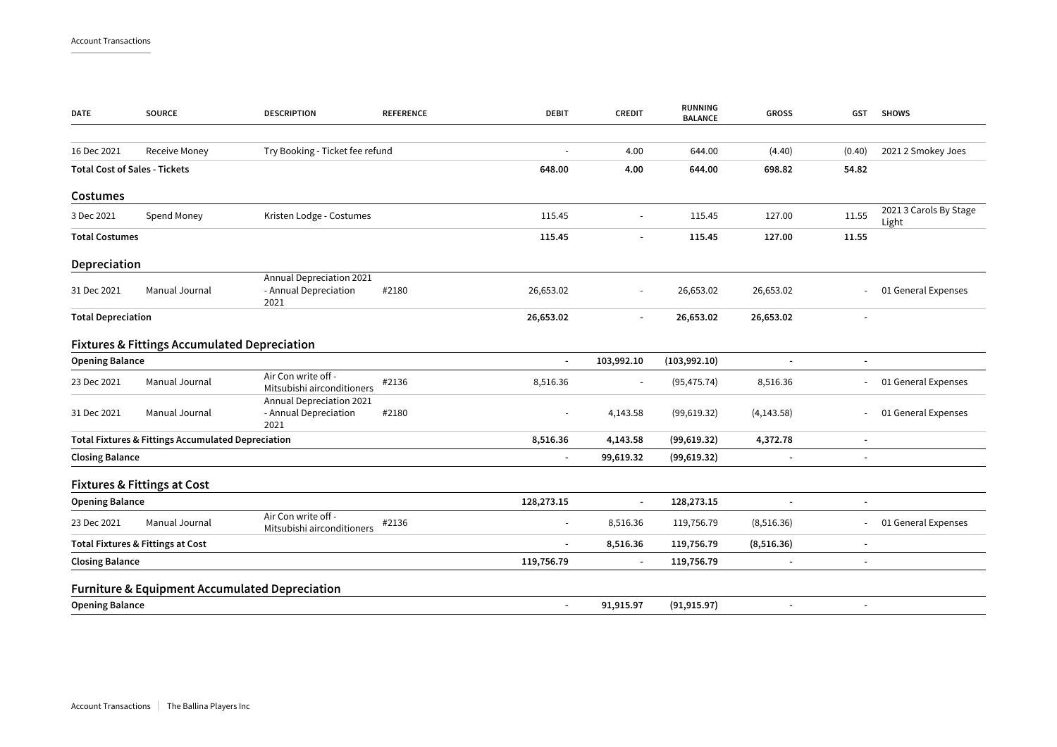| DATE | SOURCE | DESCRIPTION | REFERENCE | DEBIT | CREDIT | RUNNING BALANCE | GROSS | GST | SHOWS |
|---|---|---|---|---|---|---|---|---|---|
| 16 Dec 2021 | Receive Money | Try Booking - Ticket fee refund | | - | 4.00 | 644.00 | (4.40) | (0.40) | 2021 2 Smokey Joes |
| **Total Cost of Sales - Tickets** | | | | **648.00** | **4.00** | **644.00** | **698.82** | **54.82** | |
| **Costumes** | | | | | | | | | |
| 3 Dec 2021 | Spend Money | Kristen Lodge - Costumes | | 115.45 | - | 115.45 | 127.00 | 11.55 | 2021 3 Carols By Stage Light |
| **Total Costumes** | | | | **115.45** | **-** | **115.45** | **127.00** | **11.55** | |
| **Depreciation** | | | | | | | | | |
| 31 Dec 2021 | Manual Journal | Annual Depreciation 2021 - Annual Depreciation 2021 | #2180 | 26,653.02 | - | 26,653.02 | 26,653.02 | - | 01 General Expenses |
| **Total Depreciation** | | | | **26,653.02** | **-** | **26,653.02** | **26,653.02** | **-** | |
| **Fixtures & Fittings Accumulated Depreciation** | | | | | | | | | |
| **Opening Balance** | | | | **-** | **103,992.10** | **(103,992.10)** | **-** | **-** | |
| 23 Dec 2021 | Manual Journal | Air Con write off - Mitsubishi airconditioners | #2136 | 8,516.36 | - | (95,475.74) | 8,516.36 | - | 01 General Expenses |
| 31 Dec 2021 | Manual Journal | Annual Depreciation 2021 - Annual Depreciation 2021 | #2180 | - | 4,143.58 | (99,619.32) | (4,143.58) | - | 01 General Expenses |
| **Total Fixtures & Fittings Accumulated Depreciation** | | | | **8,516.36** | **4,143.58** | **(99,619.32)** | **4,372.78** | **-** | |
| **Closing Balance** | | | | **-** | **99,619.32** | **(99,619.32)** | **-** | **-** | |
| **Fixtures & Fittings at Cost** | | | | | | | | | |
| **Opening Balance** | | | | **128,273.15** | **-** | **128,273.15** | **-** | **-** | |
| 23 Dec 2021 | Manual Journal | Air Con write off - Mitsubishi airconditioners | #2136 | - | 8,516.36 | 119,756.79 | (8,516.36) | - | 01 General Expenses |
| **Total Fixtures & Fittings at Cost** | | | | **-** | **8,516.36** | **119,756.79** | **(8,516.36)** | **-** | |
| **Closing Balance** | | | | **119,756.79** | **-** | **119,756.79** | **-** | **-** | |
| **Furniture & Equipment Accumulated Depreciation** | | | | | | | | | |
| **Opening Balance** | | | | **-** | **91,915.97** | **(91,915.97)** | **-** | **-** | |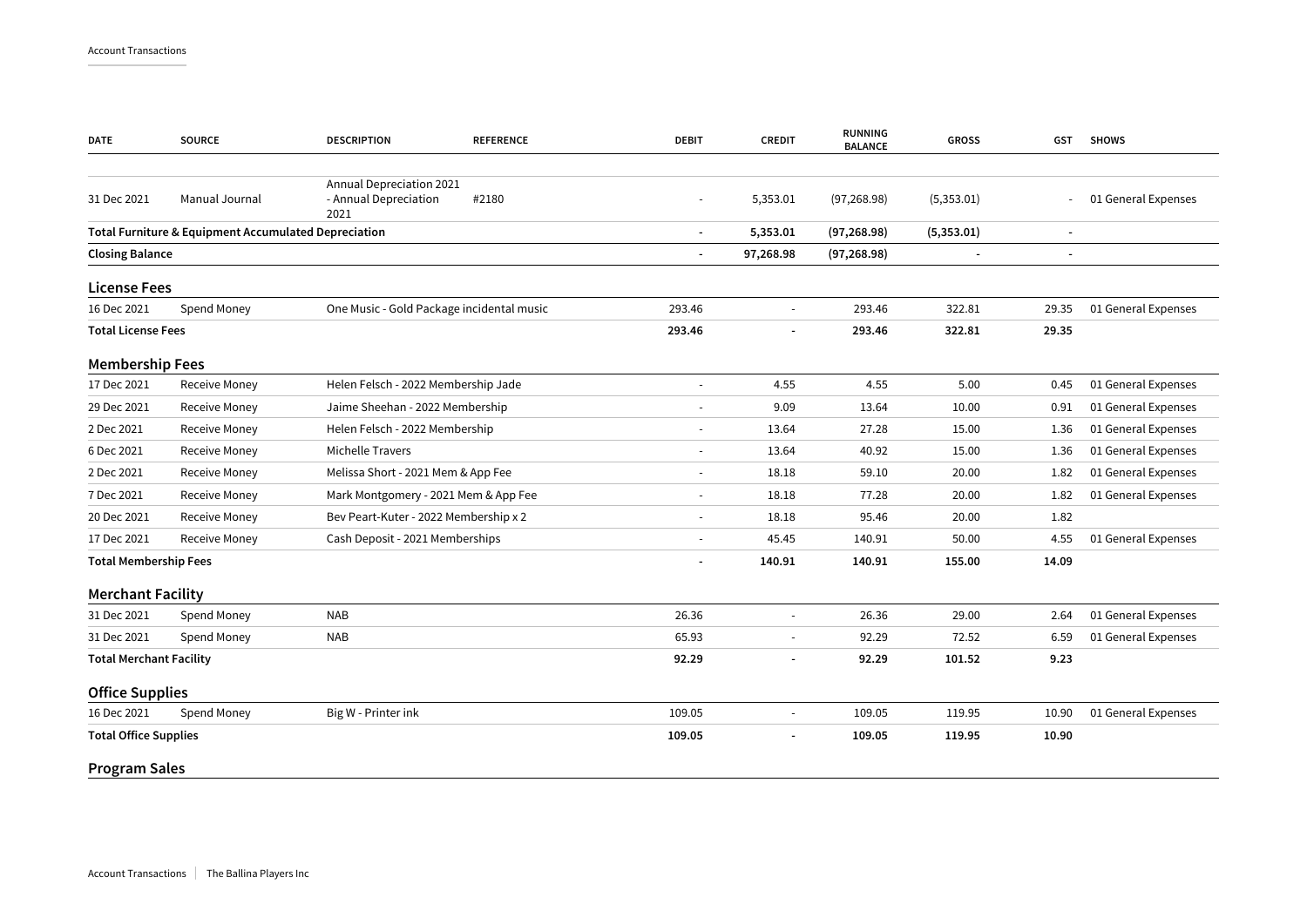| DATE | SOURCE | DESCRIPTION | REFERENCE | DEBIT | CREDIT | RUNNING BALANCE | GROSS | GST | SHOWS |
|---|---|---|---|---|---|---|---|---|---|
| 31 Dec 2021 | Manual Journal | Annual Depreciation 2021 - Annual Depreciation 2021 | #2180 | - | 5,353.01 | (97,268.98) | (5,353.01) | - | 01 General Expenses |
| **Total Furniture & Equipment Accumulated Depreciation** | | | | **-** | **5,353.01** | **(97,268.98)** | **(5,353.01)** | **-** | |
| **Closing Balance** | | | | **-** | **97,268.98** | **(97,268.98)** | **-** | **-** | |

## License Fees

| DATE | SOURCE | DESCRIPTION | REFERENCE | DEBIT | CREDIT | RUNNING BALANCE | GROSS | GST | SHOWS |
|---|---|---|---|---|---|---|---|---|---|
| 16 Dec 2021 | Spend Money | One Music - Gold Package incidental music | | 293.46 | - | 293.46 | 322.81 | 29.35 | 01 General Expenses |
| **Total License Fees** | | | | **293.46** | **-** | **293.46** | **322.81** | **29.35** | |

## Membership Fees

| DATE | SOURCE | DESCRIPTION | REFERENCE | DEBIT | CREDIT | RUNNING BALANCE | GROSS | GST | SHOWS |
|---|---|---|---|---|---|---|---|---|---|
| 17 Dec 2021 | Receive Money | Helen Felsch - 2022 Membership Jade | | - | 4.55 | 4.55 | 5.00 | 0.45 | 01 General Expenses |
| 29 Dec 2021 | Receive Money | Jaime Sheehan - 2022 Membership | | - | 9.09 | 13.64 | 10.00 | 0.91 | 01 General Expenses |
| 2 Dec 2021 | Receive Money | Helen Felsch - 2022 Membership | | - | 13.64 | 27.28 | 15.00 | 1.36 | 01 General Expenses |
| 6 Dec 2021 | Receive Money | Michelle Travers | | - | 13.64 | 40.92 | 15.00 | 1.36 | 01 General Expenses |
| 2 Dec 2021 | Receive Money | Melissa Short - 2021 Mem & App Fee | | - | 18.18 | 59.10 | 20.00 | 1.82 | 01 General Expenses |
| 7 Dec 2021 | Receive Money | Mark Montgomery - 2021 Mem & App Fee | | - | 18.18 | 77.28 | 20.00 | 1.82 | 01 General Expenses |
| 20 Dec 2021 | Receive Money | Bev Peart-Kuter - 2022 Membership x 2 | | - | 18.18 | 95.46 | 20.00 | 1.82 | |
| 17 Dec 2021 | Receive Money | Cash Deposit - 2021 Memberships | | - | 45.45 | 140.91 | 50.00 | 4.55 | 01 General Expenses |
| **Total Membership Fees** | | | | **-** | **140.91** | **140.91** | **155.00** | **14.09** | |

## Merchant Facility

| DATE | SOURCE | DESCRIPTION | REFERENCE | DEBIT | CREDIT | RUNNING BALANCE | GROSS | GST | SHOWS |
|---|---|---|---|---|---|---|---|---|---|
| 31 Dec 2021 | Spend Money | NAB | | 26.36 | - | 26.36 | 29.00 | 2.64 | 01 General Expenses |
| 31 Dec 2021 | Spend Money | NAB | | 65.93 | - | 92.29 | 72.52 | 6.59 | 01 General Expenses |
| **Total Merchant Facility** | | | | **92.29** | **-** | **92.29** | **101.52** | **9.23** | |

## Office Supplies

| DATE | SOURCE | DESCRIPTION | REFERENCE | DEBIT | CREDIT | RUNNING BALANCE | GROSS | GST | SHOWS |
|---|---|---|---|---|---|---|---|---|---|
| 16 Dec 2021 | Spend Money | Big W - Printer ink | | 109.05 | - | 109.05 | 119.95 | 10.90 | 01 General Expenses |
| **Total Office Supplies** | | | | **109.05** | **-** | **109.05** | **119.95** | **10.90** | |

## Program Sales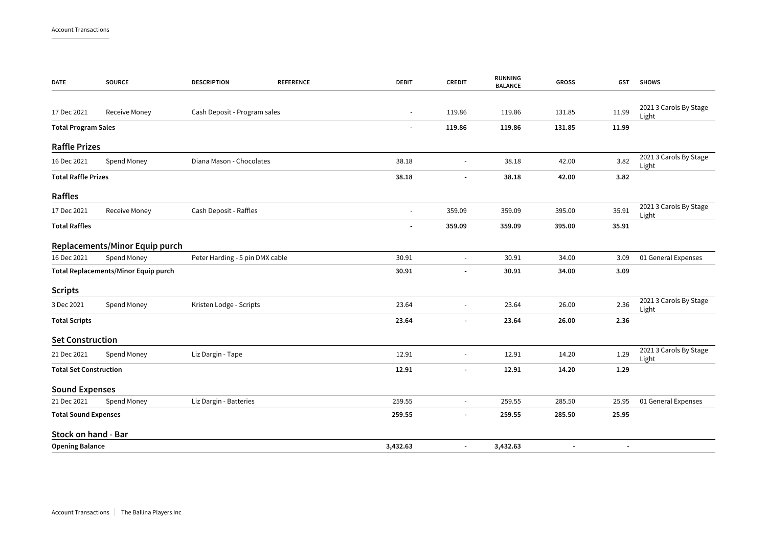| DATE | SOURCE | DESCRIPTION | REFERENCE | DEBIT | CREDIT | RUNNING BALANCE | GROSS | GST | SHOWS |
|---|---|---|---|---|---|---|---|---|---|
| 17 Dec 2021 | Receive Money | Cash Deposit - Program sales | | - | 119.86 | 119.86 | 131.85 | 11.99 | 2021 3 Carols By Stage Light |
| **Total Program Sales** | | | | **-** | **119.86** | **119.86** | **131.85** | **11.99** | |

## Raffle Prizes

| DATE | SOURCE | DESCRIPTION | REFERENCE | DEBIT | CREDIT | RUNNING BALANCE | GROSS | GST | SHOWS |
|---|---|---|---|---|---|---|---|---|---|
| 16 Dec 2021 | Spend Money | Diana Mason - Chocolates | | 38.18 | - | 38.18 | 42.00 | 3.82 | 2021 3 Carols By Stage Light |
| **Total Raffle Prizes** | | | | **38.18** | **-** | **38.18** | **42.00** | **3.82** | |

## Raffles

| DATE | SOURCE | DESCRIPTION | REFERENCE | DEBIT | CREDIT | RUNNING BALANCE | GROSS | GST | SHOWS |
|---|---|---|---|---|---|---|---|---|---|
| 17 Dec 2021 | Receive Money | Cash Deposit - Raffles | | - | 359.09 | 359.09 | 395.00 | 35.91 | 2021 3 Carols By Stage Light |
| **Total Raffles** | | | | **-** | **359.09** | **359.09** | **395.00** | **35.91** | |

## Replacements/Minor Equip purch

| DATE | SOURCE | DESCRIPTION | REFERENCE | DEBIT | CREDIT | RUNNING BALANCE | GROSS | GST | SHOWS |
|---|---|---|---|---|---|---|---|---|---|
| 16 Dec 2021 | Spend Money | Peter Harding - 5 pin DMX cable | | 30.91 | - | 30.91 | 34.00 | 3.09 | 01 General Expenses |
| **Total Replacements/Minor Equip purch** | | | | **30.91** | **-** | **30.91** | **34.00** | **3.09** | |

## Scripts

| DATE | SOURCE | DESCRIPTION | REFERENCE | DEBIT | CREDIT | RUNNING BALANCE | GROSS | GST | SHOWS |
|---|---|---|---|---|---|---|---|---|---|
| 3 Dec 2021 | Spend Money | Kristen Lodge - Scripts | | 23.64 | - | 23.64 | 26.00 | 2.36 | 2021 3 Carols By Stage Light |
| **Total Scripts** | | | | **23.64** | **-** | **23.64** | **26.00** | **2.36** | |

## Set Construction

| DATE | SOURCE | DESCRIPTION | REFERENCE | DEBIT | CREDIT | RUNNING BALANCE | GROSS | GST | SHOWS |
|---|---|---|---|---|---|---|---|---|---|
| 21 Dec 2021 | Spend Money | Liz Dargin - Tape | | 12.91 | - | 12.91 | 14.20 | 1.29 | 2021 3 Carols By Stage Light |
| **Total Set Construction** | | | | **12.91** | **-** | **12.91** | **14.20** | **1.29** | |

## Sound Expenses

| DATE | SOURCE | DESCRIPTION | REFERENCE | DEBIT | CREDIT | RUNNING BALANCE | GROSS | GST | SHOWS |
|---|---|---|---|---|---|---|---|---|---|
| 21 Dec 2021 | Spend Money | Liz Dargin - Batteries | | 259.55 | - | 259.55 | 285.50 | 25.95 | 01 General Expenses |
| **Total Sound Expenses** | | | | **259.55** | **-** | **259.55** | **285.50** | **25.95** | |

## Stock on hand - Bar

| DATE | SOURCE | DESCRIPTION | REFERENCE | DEBIT | CREDIT | RUNNING BALANCE | GROSS | GST | SHOWS |
|---|---|---|---|---|---|---|---|---|---|
| **Opening Balance** | | | | **3,432.63** | **-** | **3,432.63** | **-** | **-** | |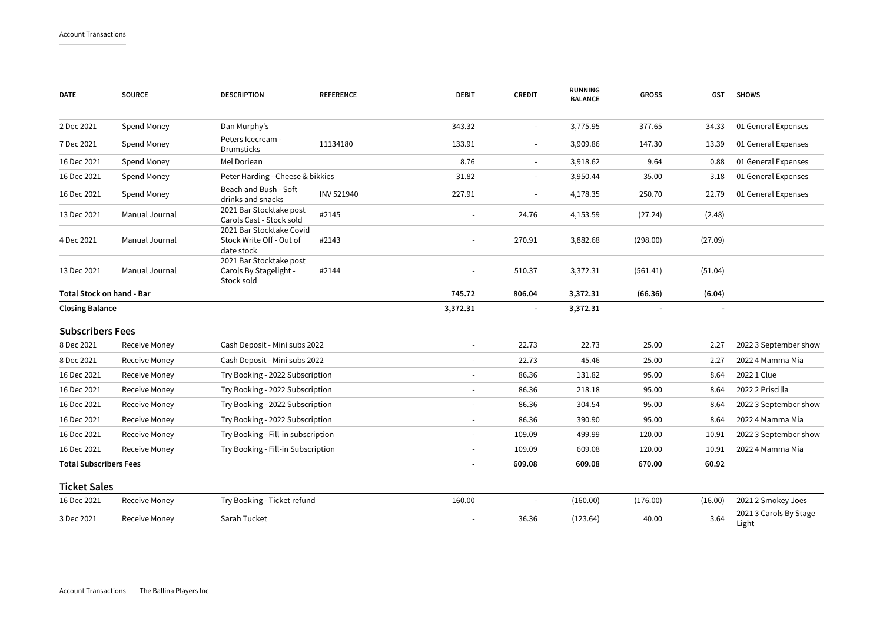| DATE | SOURCE | DESCRIPTION | REFERENCE | DEBIT | CREDIT | RUNNING BALANCE | GROSS | GST | SHOWS |
|---|---|---|---|---|---|---|---|---|---|
| 2 Dec 2021 | Spend Money | Dan Murphy's | | 343.32 | - | 3,775.95 | 377.65 | 34.33 | 01 General Expenses |
| 7 Dec 2021 | Spend Money | Peters Icecream - Drumsticks | 11134180 | 133.91 | - | 3,909.86 | 147.30 | 13.39 | 01 General Expenses |
| 16 Dec 2021 | Spend Money | Mel Doriean | | 8.76 | - | 3,918.62 | 9.64 | 0.88 | 01 General Expenses |
| 16 Dec 2021 | Spend Money | Peter Harding - Cheese & bikkies | | 31.82 | - | 3,950.44 | 35.00 | 3.18 | 01 General Expenses |
| 16 Dec 2021 | Spend Money | Beach and Bush - Soft drinks and snacks | INV 521940 | 227.91 | - | 4,178.35 | 250.70 | 22.79 | 01 General Expenses |
| 13 Dec 2021 | Manual Journal | 2021 Bar Stocktake post Carols Cast - Stock sold | #2145 | - | 24.76 | 4,153.59 | (27.24) | (2.48) | |
| 4 Dec 2021 | Manual Journal | 2021 Bar Stocktake Covid Stock Write Off - Out of date stock | #2143 | - | 270.91 | 3,882.68 | (298.00) | (27.09) | |
| 13 Dec 2021 | Manual Journal | 2021 Bar Stocktake post Carols By Stagelight - Stock sold | #2144 | - | 510.37 | 3,372.31 | (561.41) | (51.04) | |
| **Total Stock on hand - Bar** | | | | **745.72** | **806.04** | **3,372.31** | **(66.36)** | **(6.04)** | |
| **Closing Balance** | | | | **3,372.31** | **-** | **3,372.31** | **-** | **-** | |

## Subscribers Fees

| DATE | SOURCE | DESCRIPTION | REFERENCE | DEBIT | CREDIT | RUNNING BALANCE | GROSS | GST | SHOWS |
|---|---|---|---|---|---|---|---|---|---|
| 8 Dec 2021 | Receive Money | Cash Deposit - Mini subs 2022 | | - | 22.73 | 22.73 | 25.00 | 2.27 | 2022 3 September show |
| 8 Dec 2021 | Receive Money | Cash Deposit - Mini subs 2022 | | - | 22.73 | 45.46 | 25.00 | 2.27 | 2022 4 Mamma Mia |
| 16 Dec 2021 | Receive Money | Try Booking - 2022 Subscription | | - | 86.36 | 131.82 | 95.00 | 8.64 | 2022 1 Clue |
| 16 Dec 2021 | Receive Money | Try Booking - 2022 Subscription | | - | 86.36 | 218.18 | 95.00 | 8.64 | 2022 2 Priscilla |
| 16 Dec 2021 | Receive Money | Try Booking - 2022 Subscription | | - | 86.36 | 304.54 | 95.00 | 8.64 | 2022 3 September show |
| 16 Dec 2021 | Receive Money | Try Booking - 2022 Subscription | | - | 86.36 | 390.90 | 95.00 | 8.64 | 2022 4 Mamma Mia |
| 16 Dec 2021 | Receive Money | Try Booking - Fill-in subscription | | - | 109.09 | 499.99 | 120.00 | 10.91 | 2022 3 September show |
| 16 Dec 2021 | Receive Money | Try Booking - Fill-in Subscription | | - | 109.09 | 609.08 | 120.00 | 10.91 | 2022 4 Mamma Mia |
| **Total Subscribers Fees** | | | | **-** | **609.08** | **609.08** | **670.00** | **60.92** | |

## Ticket Sales

| DATE | SOURCE | DESCRIPTION | REFERENCE | DEBIT | CREDIT | RUNNING BALANCE | GROSS | GST | SHOWS |
|---|---|---|---|---|---|---|---|---|---|
| 16 Dec 2021 | Receive Money | Try Booking - Ticket refund | | 160.00 | - | (160.00) | (176.00) | (16.00) | 2021 2 Smokey Joes |
| 3 Dec 2021 | Receive Money | Sarah Tucket | | - | 36.36 | (123.64) | 40.00 | 3.64 | 2021 3 Carols By Stage Light |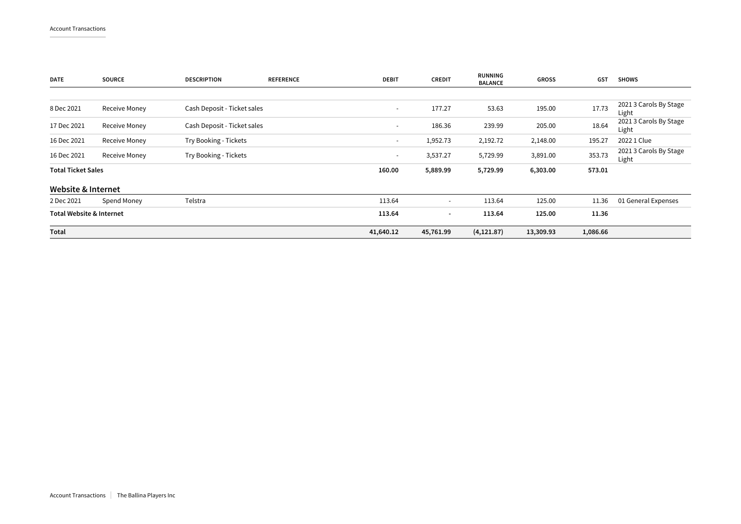| DATE | SOURCE | DESCRIPTION | REFERENCE | DEBIT | CREDIT | RUNNING BALANCE | GROSS | GST | SHOWS |
|---|---|---|---|---|---|---|---|---|---|
| 8 Dec 2021 | Receive Money | Cash Deposit - Ticket sales | | - | 177.27 | 53.63 | 195.00 | 17.73 | 2021 3 Carols By Stage Light |
| 17 Dec 2021 | Receive Money | Cash Deposit - Ticket sales | | - | 186.36 | 239.99 | 205.00 | 18.64 | 2021 3 Carols By Stage Light |
| 16 Dec 2021 | Receive Money | Try Booking - Tickets | | - | 1,952.73 | 2,192.72 | 2,148.00 | 195.27 | 2022 1 Clue |
| 16 Dec 2021 | Receive Money | Try Booking - Tickets | | - | 3,537.27 | 5,729.99 | 3,891.00 | 353.73 | 2021 3 Carols By Stage Light |
| **Total Ticket Sales** | | | | **160.00** | **5,889.99** | **5,729.99** | **6,303.00** | **573.01** | |

## Website & Internet

| DATE | SOURCE | DESCRIPTION | REFERENCE | DEBIT | CREDIT | RUNNING BALANCE | GROSS | GST | SHOWS |
|---|---|---|---|---|---|---|---|---|---|
| 2 Dec 2021 | Spend Money | Telstra | | 113.64 | - | 113.64 | 125.00 | 11.36 | 01 General Expenses |
| **Total Website & Internet** | | | | **113.64** | **-** | **113.64** | **125.00** | **11.36** | |
| **Total** | | | | **41,640.12** | **45,761.99** | **(4,121.87)** | **13,309.93** | **1,086.66** | |